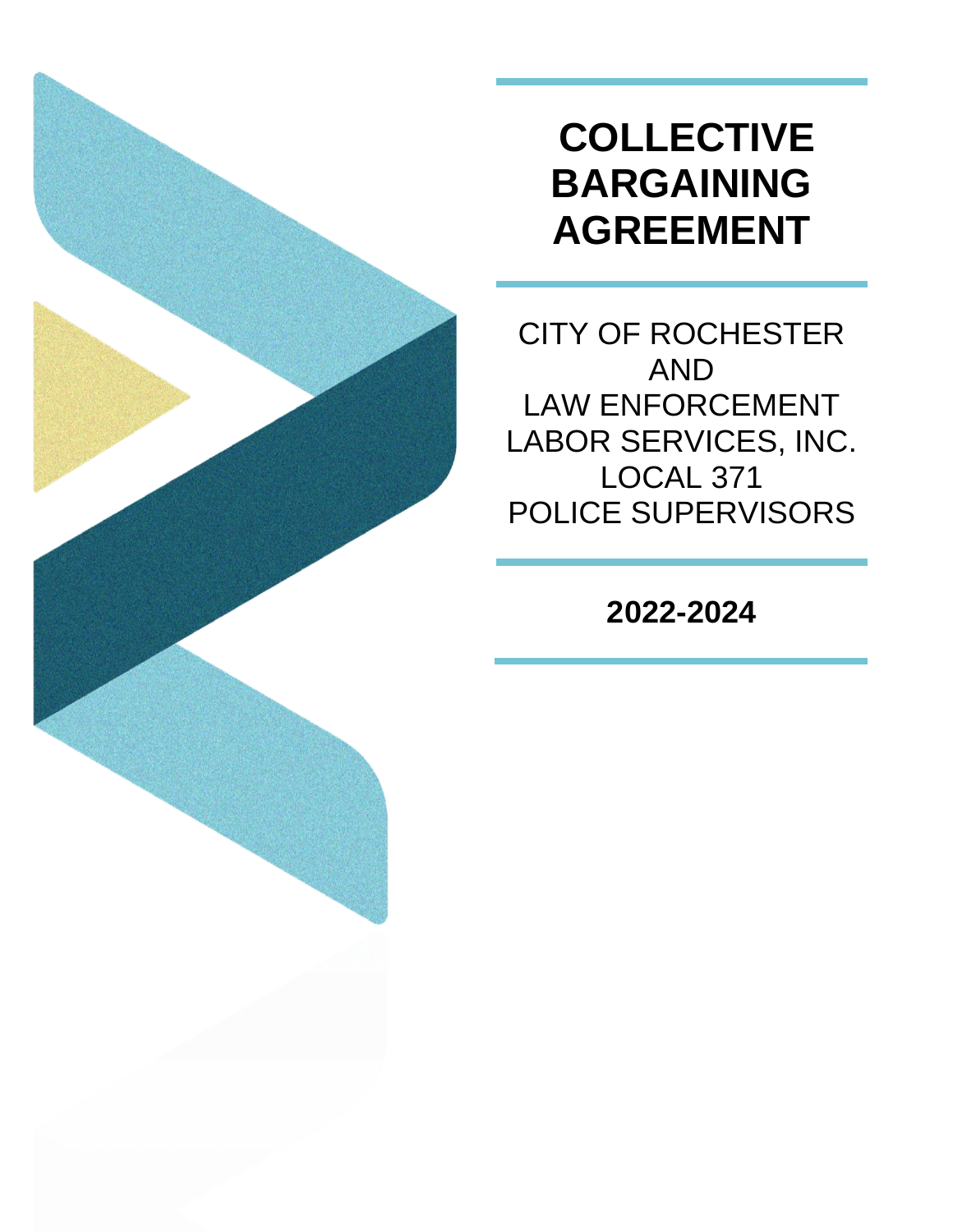# COLLECTIVE BARGAINING AGREEMENT

CITY OF ROCHESTER
AND
LAW ENFORCEMENT
LABOR SERVICES, INC.
LOCAL 371
POLICE SUPERVISORS

**2022-2024**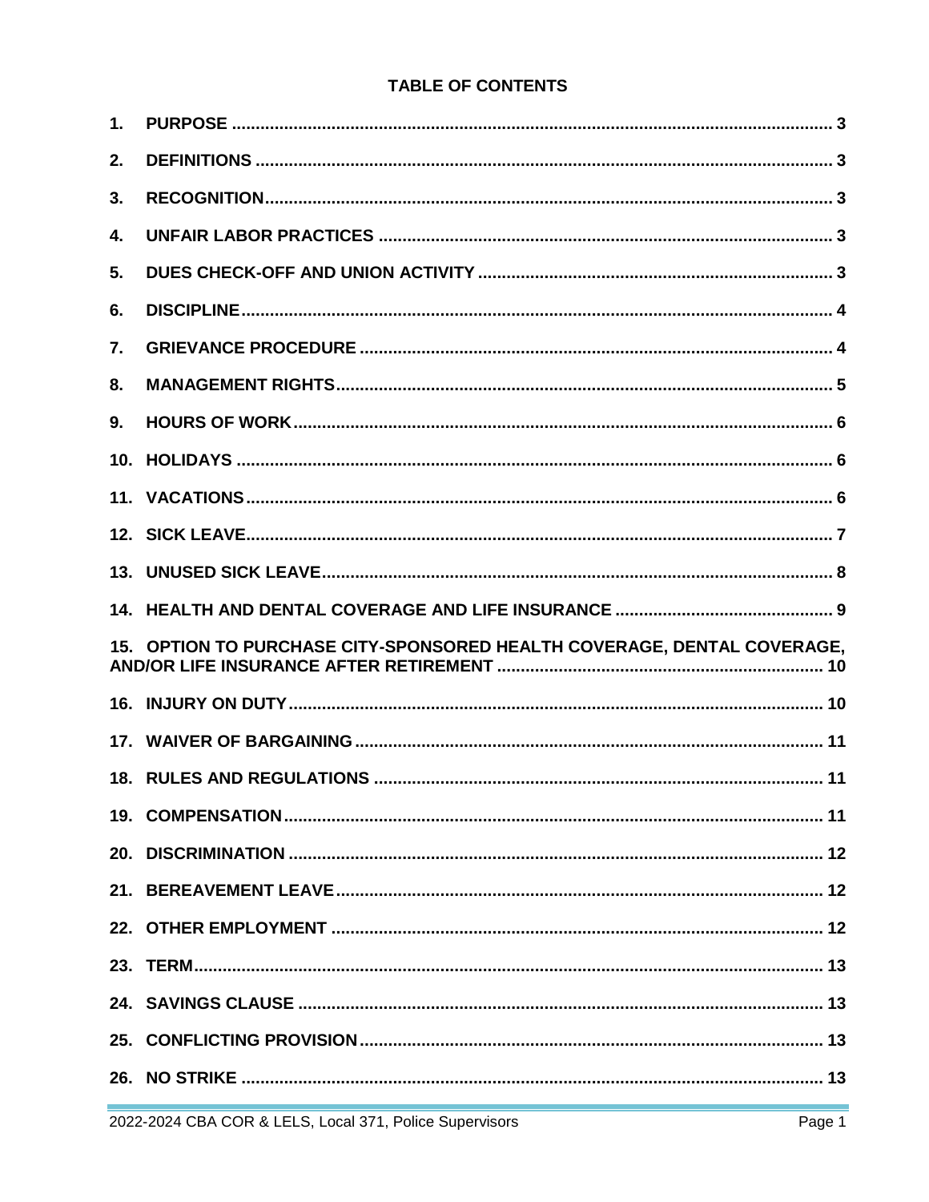**TABLE OF CONTENTS**

| | | |
|---|---|---|
| 1. | PURPOSE | 3 |
| 2. | DEFINITIONS | 3 |
| 3. | RECOGNITION | 3 |
| 4. | UNFAIR LABOR PRACTICES | 3 |
| 5. | DUES CHECK-OFF AND UNION ACTIVITY | 3 |
| 6. | DISCIPLINE | 4 |
| 7. | GRIEVANCE PROCEDURE | 4 |
| 8. | MANAGEMENT RIGHTS | 5 |
| 9. | HOURS OF WORK | 6 |
| 10. | HOLIDAYS | 6 |
| 11. | VACATIONS | 6 |
| 12. | SICK LEAVE | 7 |
| 13. | UNUSED SICK LEAVE | 8 |
| 14. | HEALTH AND DENTAL COVERAGE AND LIFE INSURANCE | 9 |
| 15. | OPTION TO PURCHASE CITY-SPONSORED HEALTH COVERAGE, DENTAL COVERAGE, AND/OR LIFE INSURANCE AFTER RETIREMENT | 10 |
| 16. | INJURY ON DUTY | 10 |
| 17. | WAIVER OF BARGAINING | 11 |
| 18. | RULES AND REGULATIONS | 11 |
| 19. | COMPENSATION | 11 |
| 20. | DISCRIMINATION | 12 |
| 21. | BEREAVEMENT LEAVE | 12 |
| 22. | OTHER EMPLOYMENT | 12 |
| 23. | TERM | 13 |
| 24. | SAVINGS CLAUSE | 13 |
| 25. | CONFLICTING PROVISION | 13 |
| 26. | NO STRIKE | 13 |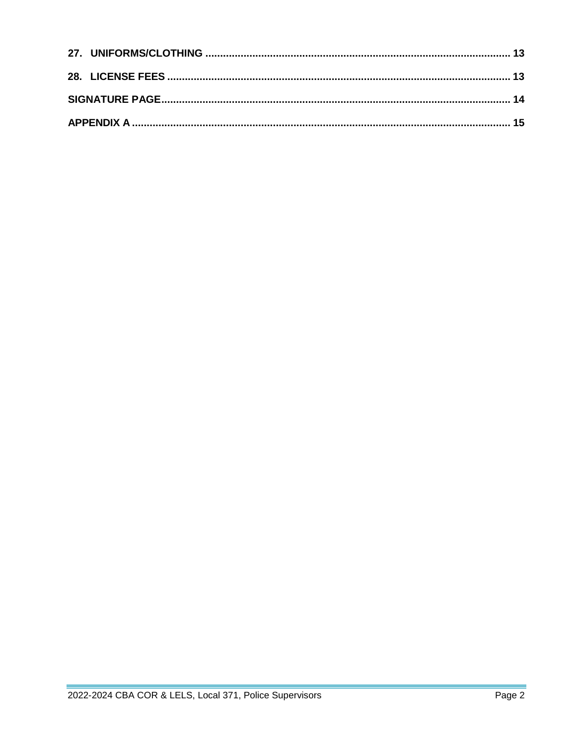**27. UNIFORMS/CLOTHING** ........................................................................................................ **13**

**28. LICENSE FEES** ...................................................................................................................... **13**

**SIGNATURE PAGE** ...................................................................................................................... **14**

**APPENDIX A** ............................................................................................................................... **15**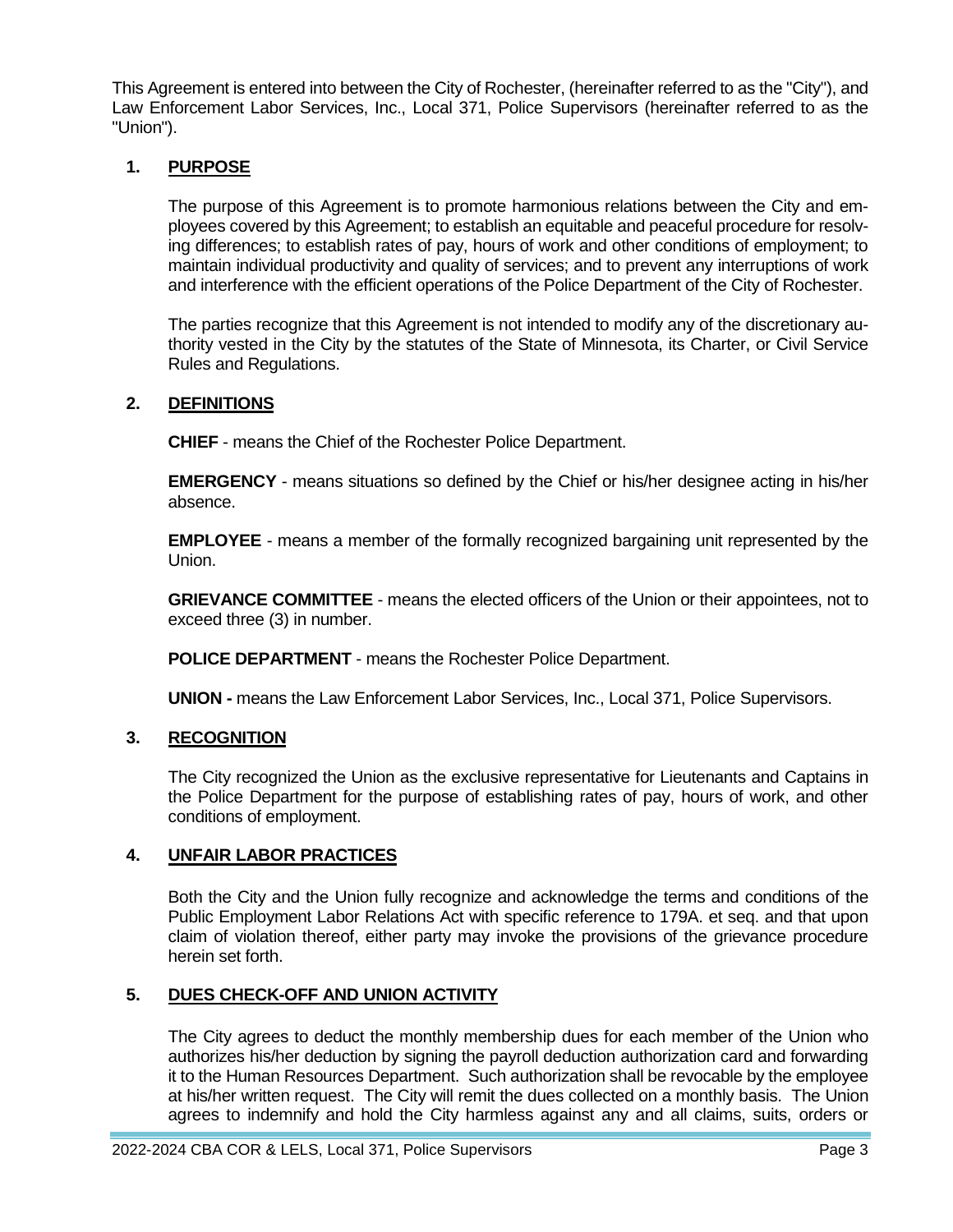This Agreement is entered into between the City of Rochester, (hereinafter referred to as the "City"), and Law Enforcement Labor Services, Inc., Local 371, Police Supervisors (hereinafter referred to as the "Union").

## 1. PURPOSE

The purpose of this Agreement is to promote harmonious relations between the City and employees covered by this Agreement; to establish an equitable and peaceful procedure for resolving differences; to establish rates of pay, hours of work and other conditions of employment; to maintain individual productivity and quality of services; and to prevent any interruptions of work and interference with the efficient operations of the Police Department of the City of Rochester.

The parties recognize that this Agreement is not intended to modify any of the discretionary authority vested in the City by the statutes of the State of Minnesota, its Charter, or Civil Service Rules and Regulations.

## 2. DEFINITIONS

**CHIEF** - means the Chief of the Rochester Police Department.

**EMERGENCY** - means situations so defined by the Chief or his/her designee acting in his/her absence.

**EMPLOYEE** - means a member of the formally recognized bargaining unit represented by the Union.

**GRIEVANCE COMMITTEE** - means the elected officers of the Union or their appointees, not to exceed three (3) in number.

**POLICE DEPARTMENT** - means the Rochester Police Department.

**UNION -** means the Law Enforcement Labor Services, Inc., Local 371, Police Supervisors.

## 3. RECOGNITION

The City recognized the Union as the exclusive representative for Lieutenants and Captains in the Police Department for the purpose of establishing rates of pay, hours of work, and other conditions of employment.

## 4. UNFAIR LABOR PRACTICES

Both the City and the Union fully recognize and acknowledge the terms and conditions of the Public Employment Labor Relations Act with specific reference to 179A. et seq. and that upon claim of violation thereof, either party may invoke the provisions of the grievance procedure herein set forth.

## 5. DUES CHECK-OFF AND UNION ACTIVITY

The City agrees to deduct the monthly membership dues for each member of the Union who authorizes his/her deduction by signing the payroll deduction authorization card and forwarding it to the Human Resources Department. Such authorization shall be revocable by the employee at his/her written request. The City will remit the dues collected on a monthly basis. The Union agrees to indemnify and hold the City harmless against any and all claims, suits, orders or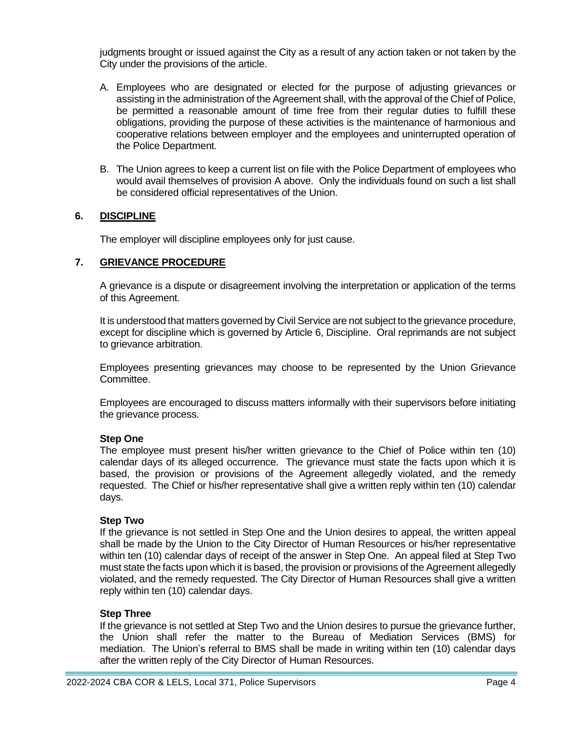judgments brought or issued against the City as a result of any action taken or not taken by the City under the provisions of the article.

A. Employees who are designated or elected for the purpose of adjusting grievances or assisting in the administration of the Agreement shall, with the approval of the Chief of Police, be permitted a reasonable amount of time free from their regular duties to fulfill these obligations, providing the purpose of these activities is the maintenance of harmonious and cooperative relations between employer and the employees and uninterrupted operation of the Police Department.

B. The Union agrees to keep a current list on file with the Police Department of employees who would avail themselves of provision A above. Only the individuals found on such a list shall be considered official representatives of the Union.

## 6. DISCIPLINE

The employer will discipline employees only for just cause.

## 7. GRIEVANCE PROCEDURE

A grievance is a dispute or disagreement involving the interpretation or application of the terms of this Agreement.

It is understood that matters governed by Civil Service are not subject to the grievance procedure, except for discipline which is governed by Article 6, Discipline. Oral reprimands are not subject to grievance arbitration.

Employees presenting grievances may choose to be represented by the Union Grievance Committee.

Employees are encouraged to discuss matters informally with their supervisors before initiating the grievance process.

**Step One**
The employee must present his/her written grievance to the Chief of Police within ten (10) calendar days of its alleged occurrence. The grievance must state the facts upon which it is based, the provision or provisions of the Agreement allegedly violated, and the remedy requested. The Chief or his/her representative shall give a written reply within ten (10) calendar days.

**Step Two**
If the grievance is not settled in Step One and the Union desires to appeal, the written appeal shall be made by the Union to the City Director of Human Resources or his/her representative within ten (10) calendar days of receipt of the answer in Step One. An appeal filed at Step Two must state the facts upon which it is based, the provision or provisions of the Agreement allegedly violated, and the remedy requested. The City Director of Human Resources shall give a written reply within ten (10) calendar days.

**Step Three**
If the grievance is not settled at Step Two and the Union desires to pursue the grievance further, the Union shall refer the matter to the Bureau of Mediation Services (BMS) for mediation. The Union's referral to BMS shall be made in writing within ten (10) calendar days after the written reply of the City Director of Human Resources.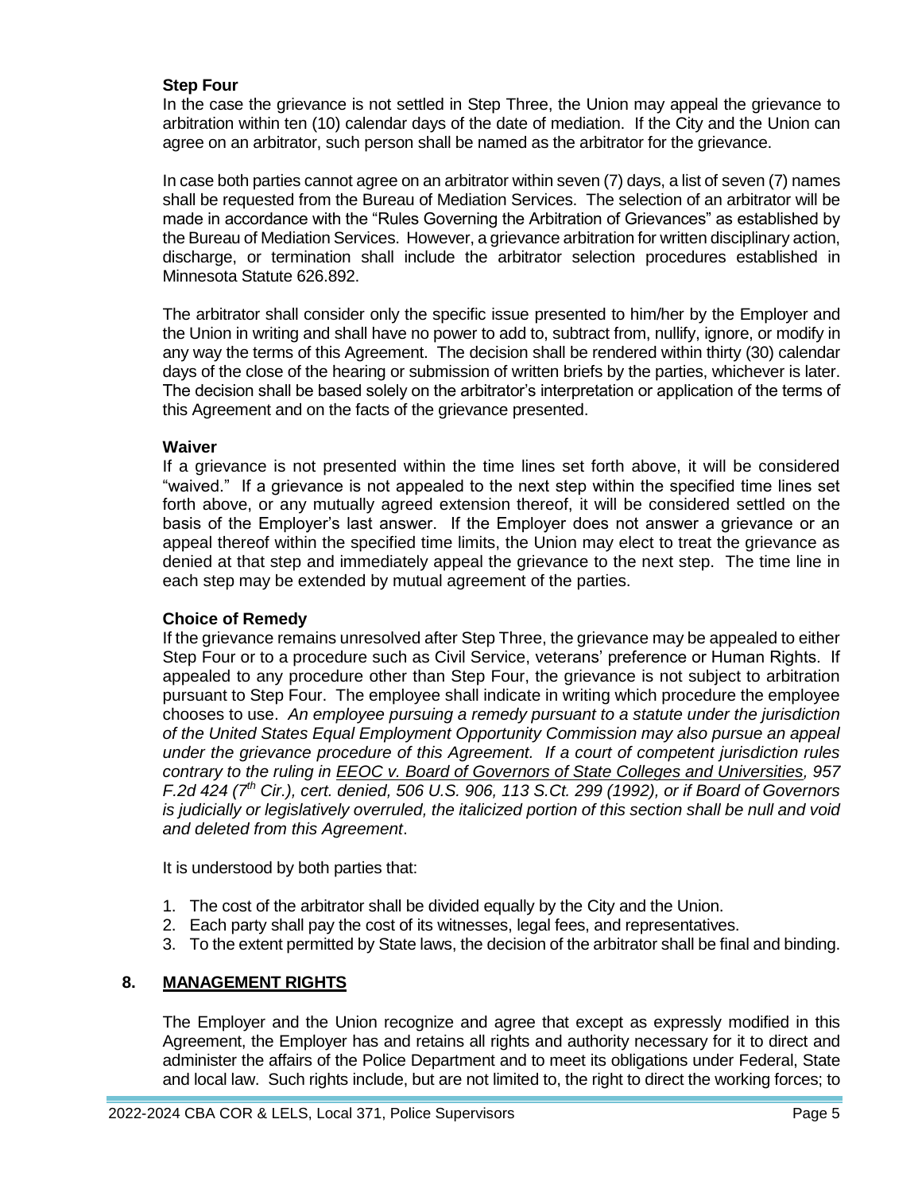**Step Four**

In the case the grievance is not settled in Step Three, the Union may appeal the grievance to arbitration within ten (10) calendar days of the date of mediation. If the City and the Union can agree on an arbitrator, such person shall be named as the arbitrator for the grievance.

In case both parties cannot agree on an arbitrator within seven (7) days, a list of seven (7) names shall be requested from the Bureau of Mediation Services. The selection of an arbitrator will be made in accordance with the "Rules Governing the Arbitration of Grievances" as established by the Bureau of Mediation Services. However, a grievance arbitration for written disciplinary action, discharge, or termination shall include the arbitrator selection procedures established in Minnesota Statute 626.892.

The arbitrator shall consider only the specific issue presented to him/her by the Employer and the Union in writing and shall have no power to add to, subtract from, nullify, ignore, or modify in any way the terms of this Agreement. The decision shall be rendered within thirty (30) calendar days of the close of the hearing or submission of written briefs by the parties, whichever is later. The decision shall be based solely on the arbitrator's interpretation or application of the terms of this Agreement and on the facts of the grievance presented.

**Waiver**

If a grievance is not presented within the time lines set forth above, it will be considered "waived." If a grievance is not appealed to the next step within the specified time lines set forth above, or any mutually agreed extension thereof, it will be considered settled on the basis of the Employer's last answer. If the Employer does not answer a grievance or an appeal thereof within the specified time limits, the Union may elect to treat the grievance as denied at that step and immediately appeal the grievance to the next step. The time line in each step may be extended by mutual agreement of the parties.

**Choice of Remedy**

If the grievance remains unresolved after Step Three, the grievance may be appealed to either Step Four or to a procedure such as Civil Service, veterans' preference or Human Rights. If appealed to any procedure other than Step Four, the grievance is not subject to arbitration pursuant to Step Four. The employee shall indicate in writing which procedure the employee chooses to use. *An employee pursuing a remedy pursuant to a statute under the jurisdiction of the United States Equal Employment Opportunity Commission may also pursue an appeal under the grievance procedure of this Agreement. If a court of competent jurisdiction rules contrary to the ruling in EEOC v. Board of Governors of State Colleges and Universities, 957 F.2d 424 (7th Cir.), cert. denied, 506 U.S. 906, 113 S.Ct. 299 (1992), or if Board of Governors is judicially or legislatively overruled, the italicized portion of this section shall be null and void and deleted from this Agreement*.

It is understood by both parties that:

1. The cost of the arbitrator shall be divided equally by the City and the Union.
2. Each party shall pay the cost of its witnesses, legal fees, and representatives.
3. To the extent permitted by State laws, the decision of the arbitrator shall be final and binding.

## 8. MANAGEMENT RIGHTS

The Employer and the Union recognize and agree that except as expressly modified in this Agreement, the Employer has and retains all rights and authority necessary for it to direct and administer the affairs of the Police Department and to meet its obligations under Federal, State and local law. Such rights include, but are not limited to, the right to direct the working forces; to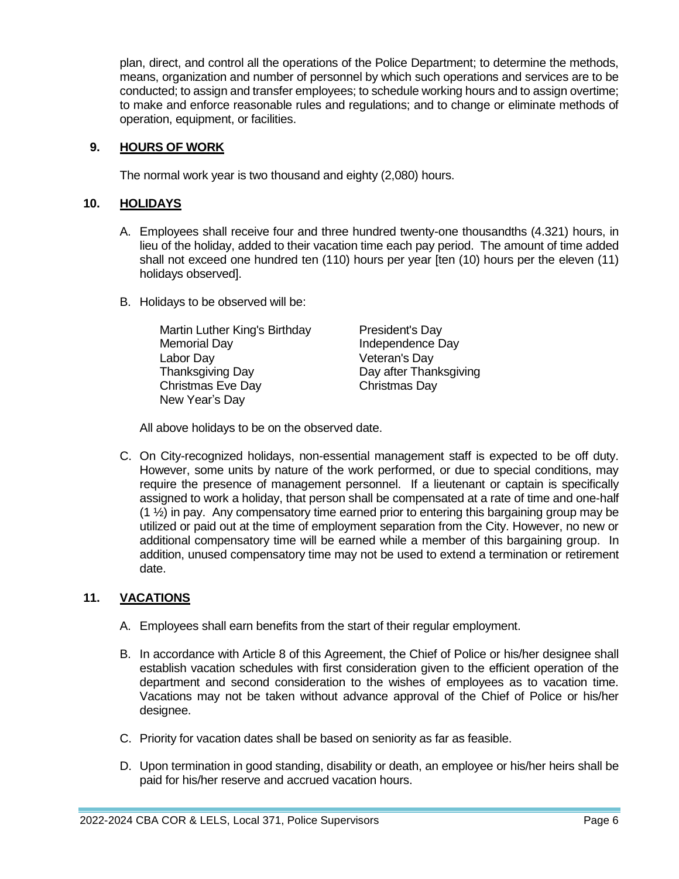plan, direct, and control all the operations of the Police Department; to determine the methods, means, organization and number of personnel by which such operations and services are to be conducted; to assign and transfer employees; to schedule working hours and to assign overtime; to make and enforce reasonable rules and regulations; and to change or eliminate methods of operation, equipment, or facilities.

## 9. HOURS OF WORK

The normal work year is two thousand and eighty (2,080) hours.

## 10. HOLIDAYS

A. Employees shall receive four and three hundred twenty-one thousandths (4.321) hours, in lieu of the holiday, added to their vacation time each pay period. The amount of time added shall not exceed one hundred ten (110) hours per year [ten (10) hours per the eleven (11) holidays observed].

B. Holidays to be observed will be:

| | |
|---|---|
| Martin Luther King's Birthday | President's Day |
| Memorial Day | Independence Day |
| Labor Day | Veteran's Day |
| Thanksgiving Day | Day after Thanksgiving |
| Christmas Eve Day | Christmas Day |
| New Year's Day | |

All above holidays to be on the observed date.

C. On City-recognized holidays, non-essential management staff is expected to be off duty. However, some units by nature of the work performed, or due to special conditions, may require the presence of management personnel. If a lieutenant or captain is specifically assigned to work a holiday, that person shall be compensated at a rate of time and one-half (1 ½) in pay. Any compensatory time earned prior to entering this bargaining group may be utilized or paid out at the time of employment separation from the City. However, no new or additional compensatory time will be earned while a member of this bargaining group. In addition, unused compensatory time may not be used to extend a termination or retirement date.

## 11. VACATIONS

A. Employees shall earn benefits from the start of their regular employment.

B. In accordance with Article 8 of this Agreement, the Chief of Police or his/her designee shall establish vacation schedules with first consideration given to the efficient operation of the department and second consideration to the wishes of employees as to vacation time. Vacations may not be taken without advance approval of the Chief of Police or his/her designee.

C. Priority for vacation dates shall be based on seniority as far as feasible.

D. Upon termination in good standing, disability or death, an employee or his/her heirs shall be paid for his/her reserve and accrued vacation hours.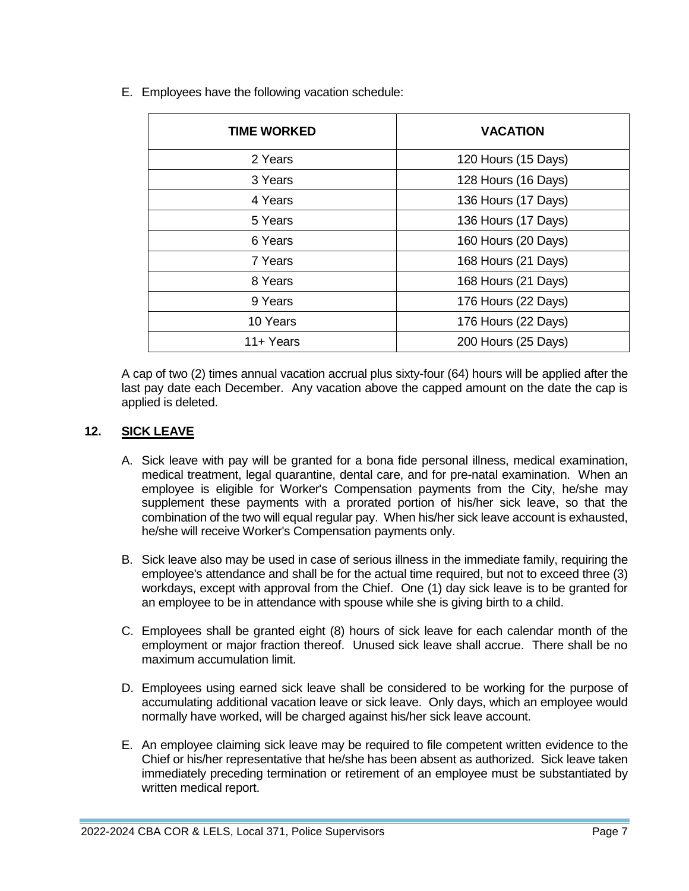E. Employees have the following vacation schedule:

| TIME WORKED | VACATION |
|---|---|
| 2 Years | 120 Hours (15 Days) |
| 3 Years | 128 Hours (16 Days) |
| 4 Years | 136 Hours (17 Days) |
| 5 Years | 136 Hours (17 Days) |
| 6 Years | 160 Hours (20 Days) |
| 7 Years | 168 Hours (21 Days) |
| 8 Years | 168 Hours (21 Days) |
| 9 Years | 176 Hours (22 Days) |
| 10 Years | 176 Hours (22 Days) |
| 11+ Years | 200 Hours (25 Days) |

A cap of two (2) times annual vacation accrual plus sixty-four (64) hours will be applied after the last pay date each December. Any vacation above the capped amount on the date the cap is applied is deleted.

## 12. SICK LEAVE

A. Sick leave with pay will be granted for a bona fide personal illness, medical examination, medical treatment, legal quarantine, dental care, and for pre-natal examination. When an employee is eligible for Worker's Compensation payments from the City, he/she may supplement these payments with a prorated portion of his/her sick leave, so that the combination of the two will equal regular pay. When his/her sick leave account is exhausted, he/she will receive Worker's Compensation payments only.

B. Sick leave also may be used in case of serious illness in the immediate family, requiring the employee's attendance and shall be for the actual time required, but not to exceed three (3) workdays, except with approval from the Chief. One (1) day sick leave is to be granted for an employee to be in attendance with spouse while she is giving birth to a child.

C. Employees shall be granted eight (8) hours of sick leave for each calendar month of the employment or major fraction thereof. Unused sick leave shall accrue. There shall be no maximum accumulation limit.

D. Employees using earned sick leave shall be considered to be working for the purpose of accumulating additional vacation leave or sick leave. Only days, which an employee would normally have worked, will be charged against his/her sick leave account.

E. An employee claiming sick leave may be required to file competent written evidence to the Chief or his/her representative that he/she has been absent as authorized. Sick leave taken immediately preceding termination or retirement of an employee must be substantiated by written medical report.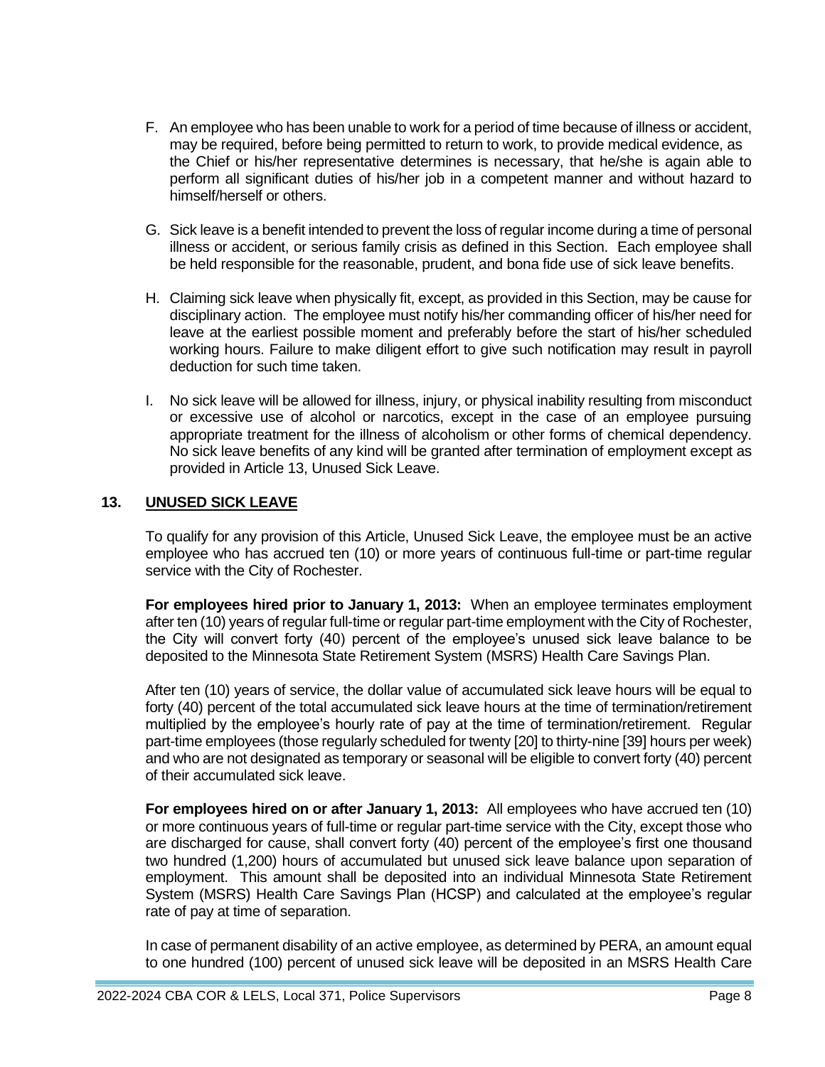F. An employee who has been unable to work for a period of time because of illness or accident, may be required, before being permitted to return to work, to provide medical evidence, as the Chief or his/her representative determines is necessary, that he/she is again able to perform all significant duties of his/her job in a competent manner and without hazard to himself/herself or others.

G. Sick leave is a benefit intended to prevent the loss of regular income during a time of personal illness or accident, or serious family crisis as defined in this Section. Each employee shall be held responsible for the reasonable, prudent, and bona fide use of sick leave benefits.

H. Claiming sick leave when physically fit, except, as provided in this Section, may be cause for disciplinary action. The employee must notify his/her commanding officer of his/her need for leave at the earliest possible moment and preferably before the start of his/her scheduled working hours. Failure to make diligent effort to give such notification may result in payroll deduction for such time taken.

I. No sick leave will be allowed for illness, injury, or physical inability resulting from misconduct or excessive use of alcohol or narcotics, except in the case of an employee pursuing appropriate treatment for the illness of alcoholism or other forms of chemical dependency. No sick leave benefits of any kind will be granted after termination of employment except as provided in Article 13, Unused Sick Leave.

## 13. UNUSED SICK LEAVE

To qualify for any provision of this Article, Unused Sick Leave, the employee must be an active employee who has accrued ten (10) or more years of continuous full-time or part-time regular service with the City of Rochester.

**For employees hired prior to January 1, 2013:** When an employee terminates employment after ten (10) years of regular full-time or regular part-time employment with the City of Rochester, the City will convert forty (40) percent of the employee's unused sick leave balance to be deposited to the Minnesota State Retirement System (MSRS) Health Care Savings Plan.

After ten (10) years of service, the dollar value of accumulated sick leave hours will be equal to forty (40) percent of the total accumulated sick leave hours at the time of termination/retirement multiplied by the employee's hourly rate of pay at the time of termination/retirement. Regular part-time employees (those regularly scheduled for twenty [20] to thirty-nine [39] hours per week) and who are not designated as temporary or seasonal will be eligible to convert forty (40) percent of their accumulated sick leave.

**For employees hired on or after January 1, 2013:** All employees who have accrued ten (10) or more continuous years of full-time or regular part-time service with the City, except those who are discharged for cause, shall convert forty (40) percent of the employee's first one thousand two hundred (1,200) hours of accumulated but unused sick leave balance upon separation of employment. This amount shall be deposited into an individual Minnesota State Retirement System (MSRS) Health Care Savings Plan (HCSP) and calculated at the employee's regular rate of pay at time of separation.

In case of permanent disability of an active employee, as determined by PERA, an amount equal to one hundred (100) percent of unused sick leave will be deposited in an MSRS Health Care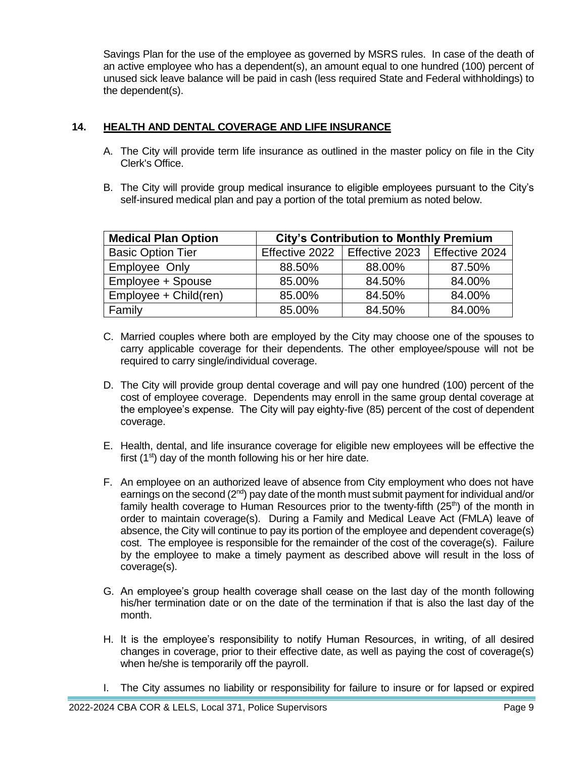Savings Plan for the use of the employee as governed by MSRS rules. In case of the death of an active employee who has a dependent(s), an amount equal to one hundred (100) percent of unused sick leave balance will be paid in cash (less required State and Federal withholdings) to the dependent(s).

## 14. HEALTH AND DENTAL COVERAGE AND LIFE INSURANCE

A. The City will provide term life insurance as outlined in the master policy on file in the City Clerk's Office.

B. The City will provide group medical insurance to eligible employees pursuant to the City's self-insured medical plan and pay a portion of the total premium as noted below.

| Medical Plan Option | City's Contribution to Monthly Premium | | |
|---|---|---|---|
| Basic Option Tier | Effective 2022 | Effective 2023 | Effective 2024 |
| Employee Only | 88.50% | 88.00% | 87.50% |
| Employee + Spouse | 85.00% | 84.50% | 84.00% |
| Employee + Child(ren) | 85.00% | 84.50% | 84.00% |
| Family | 85.00% | 84.50% | 84.00% |

C. Married couples where both are employed by the City may choose one of the spouses to carry applicable coverage for their dependents. The other employee/spouse will not be required to carry single/individual coverage.

D. The City will provide group dental coverage and will pay one hundred (100) percent of the cost of employee coverage. Dependents may enroll in the same group dental coverage at the employee's expense. The City will pay eighty-five (85) percent of the cost of dependent coverage.

E. Health, dental, and life insurance coverage for eligible new employees will be effective the first (1st) day of the month following his or her hire date.

F. An employee on an authorized leave of absence from City employment who does not have earnings on the second (2nd) pay date of the month must submit payment for individual and/or family health coverage to Human Resources prior to the twenty-fifth (25th) of the month in order to maintain coverage(s). During a Family and Medical Leave Act (FMLA) leave of absence, the City will continue to pay its portion of the employee and dependent coverage(s) cost. The employee is responsible for the remainder of the cost of the coverage(s). Failure by the employee to make a timely payment as described above will result in the loss of coverage(s).

G. An employee's group health coverage shall cease on the last day of the month following his/her termination date or on the date of the termination if that is also the last day of the month.

H. It is the employee's responsibility to notify Human Resources, in writing, of all desired changes in coverage, prior to their effective date, as well as paying the cost of coverage(s) when he/she is temporarily off the payroll.

I. The City assumes no liability or responsibility for failure to insure or for lapsed or expired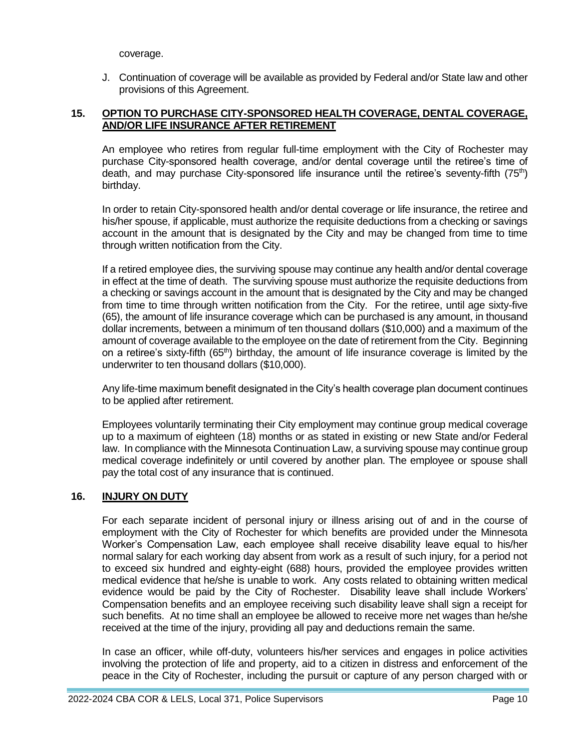coverage.

J. Continuation of coverage will be available as provided by Federal and/or State law and other provisions of this Agreement.

## 15. OPTION TO PURCHASE CITY-SPONSORED HEALTH COVERAGE, DENTAL COVERAGE, AND/OR LIFE INSURANCE AFTER RETIREMENT

An employee who retires from regular full-time employment with the City of Rochester may purchase City-sponsored health coverage, and/or dental coverage until the retiree's time of death, and may purchase City-sponsored life insurance until the retiree's seventy-fifth (75th) birthday.

In order to retain City-sponsored health and/or dental coverage or life insurance, the retiree and his/her spouse, if applicable, must authorize the requisite deductions from a checking or savings account in the amount that is designated by the City and may be changed from time to time through written notification from the City.

If a retired employee dies, the surviving spouse may continue any health and/or dental coverage in effect at the time of death. The surviving spouse must authorize the requisite deductions from a checking or savings account in the amount that is designated by the City and may be changed from time to time through written notification from the City. For the retiree, until age sixty-five (65), the amount of life insurance coverage which can be purchased is any amount, in thousand dollar increments, between a minimum of ten thousand dollars ($10,000) and a maximum of the amount of coverage available to the employee on the date of retirement from the City. Beginning on a retiree's sixty-fifth (65th) birthday, the amount of life insurance coverage is limited by the underwriter to ten thousand dollars ($10,000).

Any life-time maximum benefit designated in the City's health coverage plan document continues to be applied after retirement.

Employees voluntarily terminating their City employment may continue group medical coverage up to a maximum of eighteen (18) months or as stated in existing or new State and/or Federal law. In compliance with the Minnesota Continuation Law, a surviving spouse may continue group medical coverage indefinitely or until covered by another plan. The employee or spouse shall pay the total cost of any insurance that is continued.

## 16. INJURY ON DUTY

For each separate incident of personal injury or illness arising out of and in the course of employment with the City of Rochester for which benefits are provided under the Minnesota Worker's Compensation Law, each employee shall receive disability leave equal to his/her normal salary for each working day absent from work as a result of such injury, for a period not to exceed six hundred and eighty-eight (688) hours, provided the employee provides written medical evidence that he/she is unable to work. Any costs related to obtaining written medical evidence would be paid by the City of Rochester. Disability leave shall include Workers' Compensation benefits and an employee receiving such disability leave shall sign a receipt for such benefits. At no time shall an employee be allowed to receive more net wages than he/she received at the time of the injury, providing all pay and deductions remain the same.

In case an officer, while off-duty, volunteers his/her services and engages in police activities involving the protection of life and property, aid to a citizen in distress and enforcement of the peace in the City of Rochester, including the pursuit or capture of any person charged with or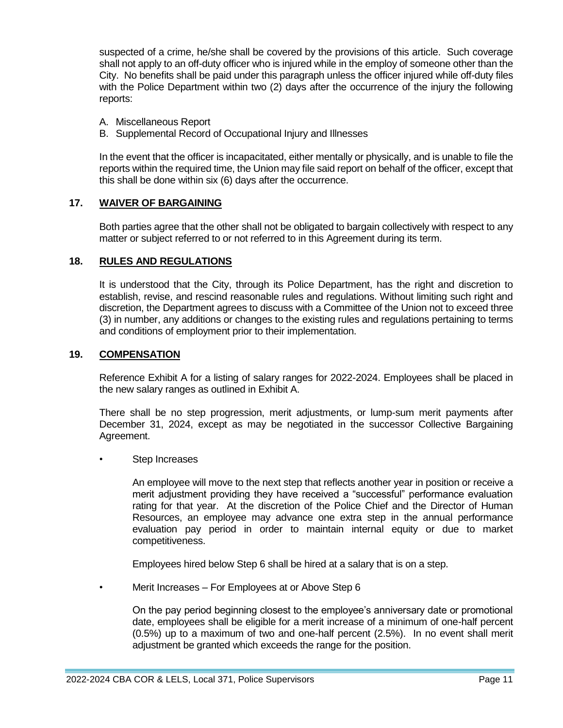suspected of a crime, he/she shall be covered by the provisions of this article. Such coverage shall not apply to an off-duty officer who is injured while in the employ of someone other than the City. No benefits shall be paid under this paragraph unless the officer injured while off-duty files with the Police Department within two (2) days after the occurrence of the injury the following reports:

A. Miscellaneous Report
B. Supplemental Record of Occupational Injury and Illnesses

In the event that the officer is incapacitated, either mentally or physically, and is unable to file the reports within the required time, the Union may file said report on behalf of the officer, except that this shall be done within six (6) days after the occurrence.

## 17. WAIVER OF BARGAINING

Both parties agree that the other shall not be obligated to bargain collectively with respect to any matter or subject referred to or not referred to in this Agreement during its term.

## 18. RULES AND REGULATIONS

It is understood that the City, through its Police Department, has the right and discretion to establish, revise, and rescind reasonable rules and regulations. Without limiting such right and discretion, the Department agrees to discuss with a Committee of the Union not to exceed three (3) in number, any additions or changes to the existing rules and regulations pertaining to terms and conditions of employment prior to their implementation.

## 19. COMPENSATION

Reference Exhibit A for a listing of salary ranges for 2022-2024. Employees shall be placed in the new salary ranges as outlined in Exhibit A.

There shall be no step progression, merit adjustments, or lump-sum merit payments after December 31, 2024, except as may be negotiated in the successor Collective Bargaining Agreement.

- Step Increases

  An employee will move to the next step that reflects another year in position or receive a merit adjustment providing they have received a "successful" performance evaluation rating for that year. At the discretion of the Police Chief and the Director of Human Resources, an employee may advance one extra step in the annual performance evaluation pay period in order to maintain internal equity or due to market competitiveness.

  Employees hired below Step 6 shall be hired at a salary that is on a step.

- Merit Increases – For Employees at or Above Step 6

  On the pay period beginning closest to the employee's anniversary date or promotional date, employees shall be eligible for a merit increase of a minimum of one-half percent (0.5%) up to a maximum of two and one-half percent (2.5%). In no event shall merit adjustment be granted which exceeds the range for the position.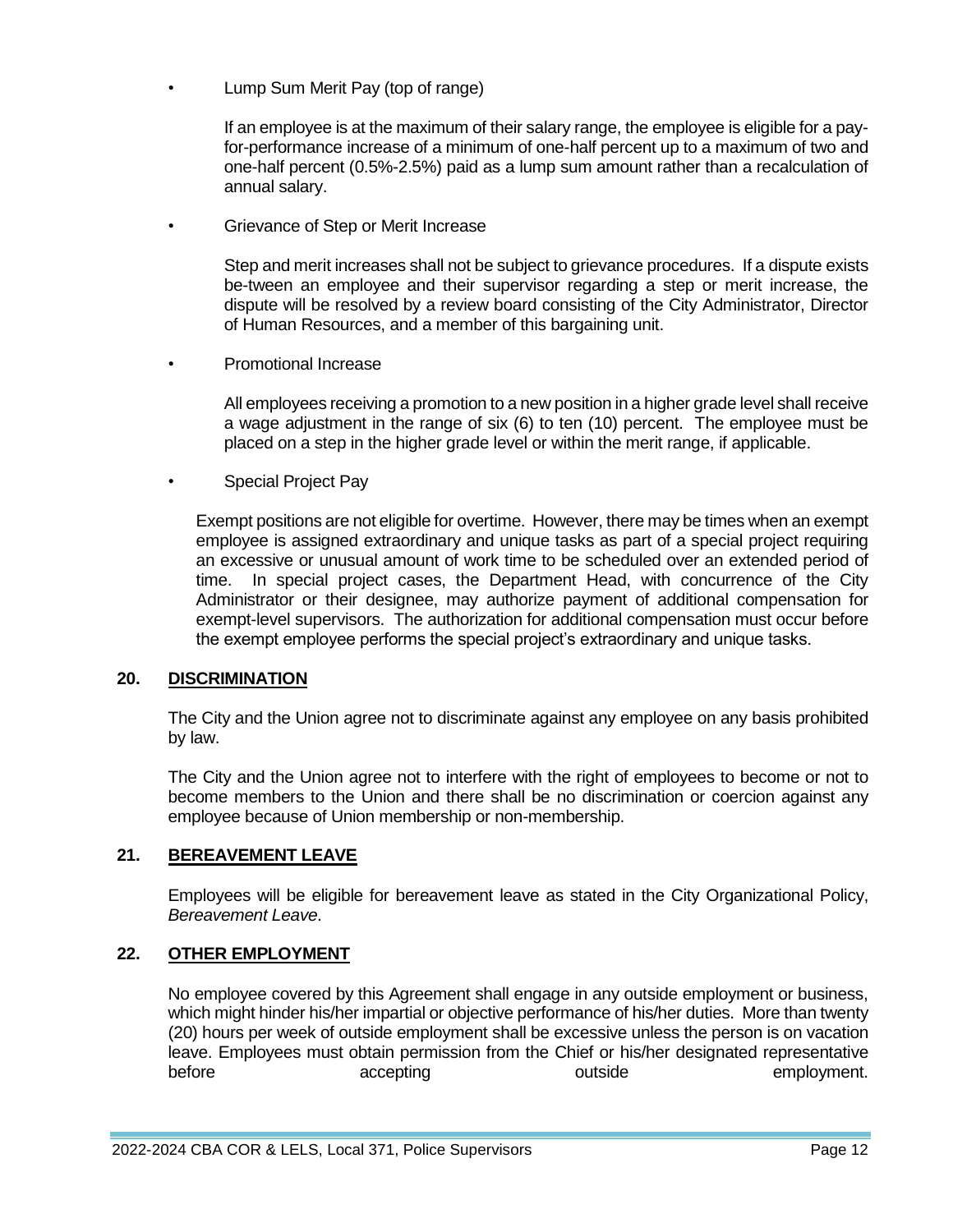- Lump Sum Merit Pay (top of range)

  If an employee is at the maximum of their salary range, the employee is eligible for a pay-for-performance increase of a minimum of one-half percent up to a maximum of two and one-half percent (0.5%-2.5%) paid as a lump sum amount rather than a recalculation of annual salary.

- Grievance of Step or Merit Increase

  Step and merit increases shall not be subject to grievance procedures. If a dispute exists be-tween an employee and their supervisor regarding a step or merit increase, the dispute will be resolved by a review board consisting of the City Administrator, Director of Human Resources, and a member of this bargaining unit.

- Promotional Increase

  All employees receiving a promotion to a new position in a higher grade level shall receive a wage adjustment in the range of six (6) to ten (10) percent. The employee must be placed on a step in the higher grade level or within the merit range, if applicable.

- Special Project Pay

  Exempt positions are not eligible for overtime. However, there may be times when an exempt employee is assigned extraordinary and unique tasks as part of a special project requiring an excessive or unusual amount of work time to be scheduled over an extended period of time. In special project cases, the Department Head, with concurrence of the City Administrator or their designee, may authorize payment of additional compensation for exempt-level supervisors. The authorization for additional compensation must occur before the exempt employee performs the special project's extraordinary and unique tasks.

## 20. DISCRIMINATION

The City and the Union agree not to discriminate against any employee on any basis prohibited by law.

The City and the Union agree not to interfere with the right of employees to become or not to become members to the Union and there shall be no discrimination or coercion against any employee because of Union membership or non-membership.

## 21. BEREAVEMENT LEAVE

Employees will be eligible for bereavement leave as stated in the City Organizational Policy, *Bereavement Leave*.

## 22. OTHER EMPLOYMENT

No employee covered by this Agreement shall engage in any outside employment or business, which might hinder his/her impartial or objective performance of his/her duties. More than twenty (20) hours per week of outside employment shall be excessive unless the person is on vacation leave. Employees must obtain permission from the Chief or his/her designated representative before accepting outside employment.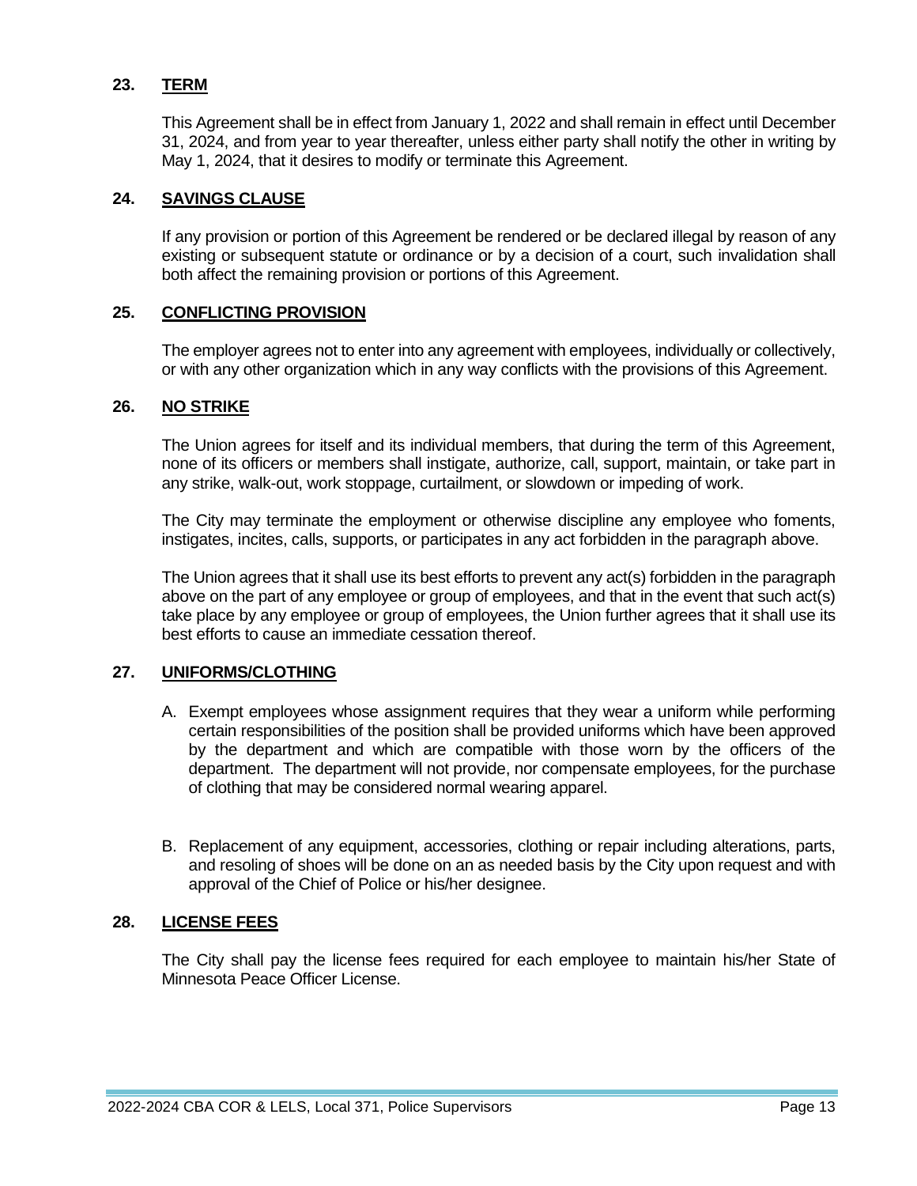## 23. TERM

This Agreement shall be in effect from January 1, 2022 and shall remain in effect until December 31, 2024, and from year to year thereafter, unless either party shall notify the other in writing by May 1, 2024, that it desires to modify or terminate this Agreement.

## 24. SAVINGS CLAUSE

If any provision or portion of this Agreement be rendered or be declared illegal by reason of any existing or subsequent statute or ordinance or by a decision of a court, such invalidation shall both affect the remaining provision or portions of this Agreement.

## 25. CONFLICTING PROVISION

The employer agrees not to enter into any agreement with employees, individually or collectively, or with any other organization which in any way conflicts with the provisions of this Agreement.

## 26. NO STRIKE

The Union agrees for itself and its individual members, that during the term of this Agreement, none of its officers or members shall instigate, authorize, call, support, maintain, or take part in any strike, walk-out, work stoppage, curtailment, or slowdown or impeding of work.

The City may terminate the employment or otherwise discipline any employee who foments, instigates, incites, calls, supports, or participates in any act forbidden in the paragraph above.

The Union agrees that it shall use its best efforts to prevent any act(s) forbidden in the paragraph above on the part of any employee or group of employees, and that in the event that such act(s) take place by any employee or group of employees, the Union further agrees that it shall use its best efforts to cause an immediate cessation thereof.

## 27. UNIFORMS/CLOTHING

A. Exempt employees whose assignment requires that they wear a uniform while performing certain responsibilities of the position shall be provided uniforms which have been approved by the department and which are compatible with those worn by the officers of the department. The department will not provide, nor compensate employees, for the purchase of clothing that may be considered normal wearing apparel.

B. Replacement of any equipment, accessories, clothing or repair including alterations, parts, and resoling of shoes will be done on an as needed basis by the City upon request and with approval of the Chief of Police or his/her designee.

## 28. LICENSE FEES

The City shall pay the license fees required for each employee to maintain his/her State of Minnesota Peace Officer License.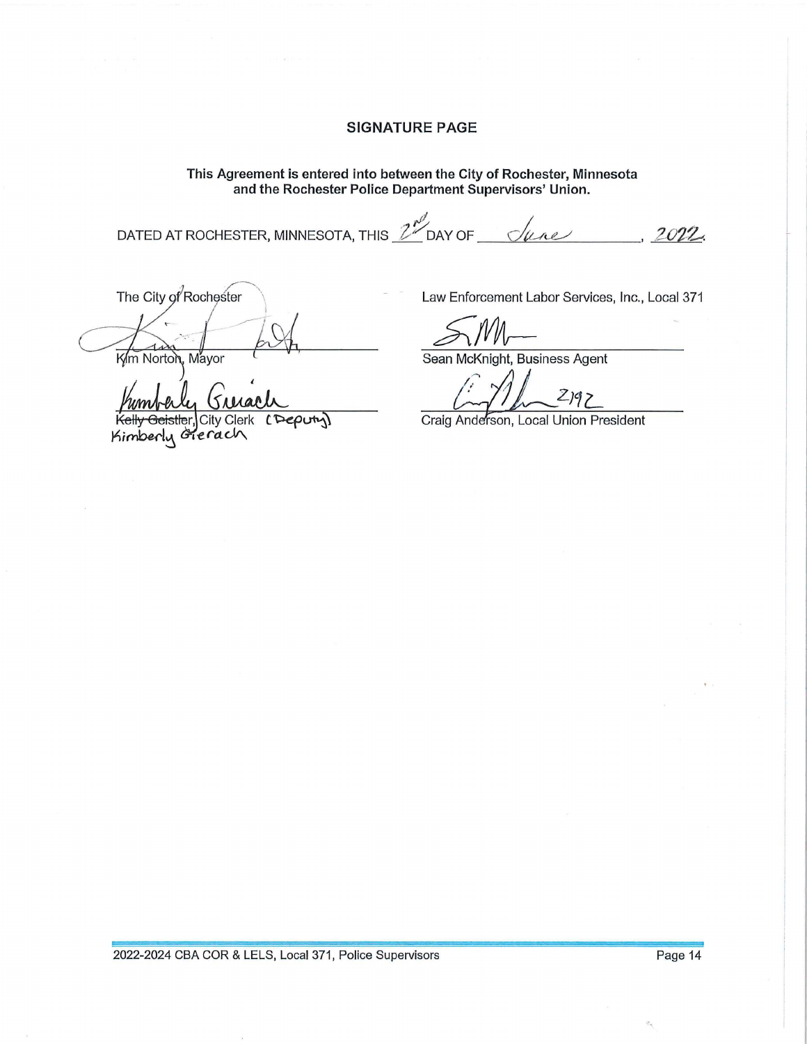## SIGNATURE PAGE

**This Agreement is entered into between the City of Rochester, Minnesota and the Rochester Police Department Supervisors' Union.**

DATED AT ROCHESTER, MINNESOTA, THIS 2nd DAY OF June, 2022.

The City of Rochester

Kim Norton, Mayor

~~Kelly Geistler~~, City Clerk (Deputy)
Kimberly Gierach

Law Enforcement Labor Services, Inc., Local 371

Sean McKnight, Business Agent

Craig Anderson, Local Union President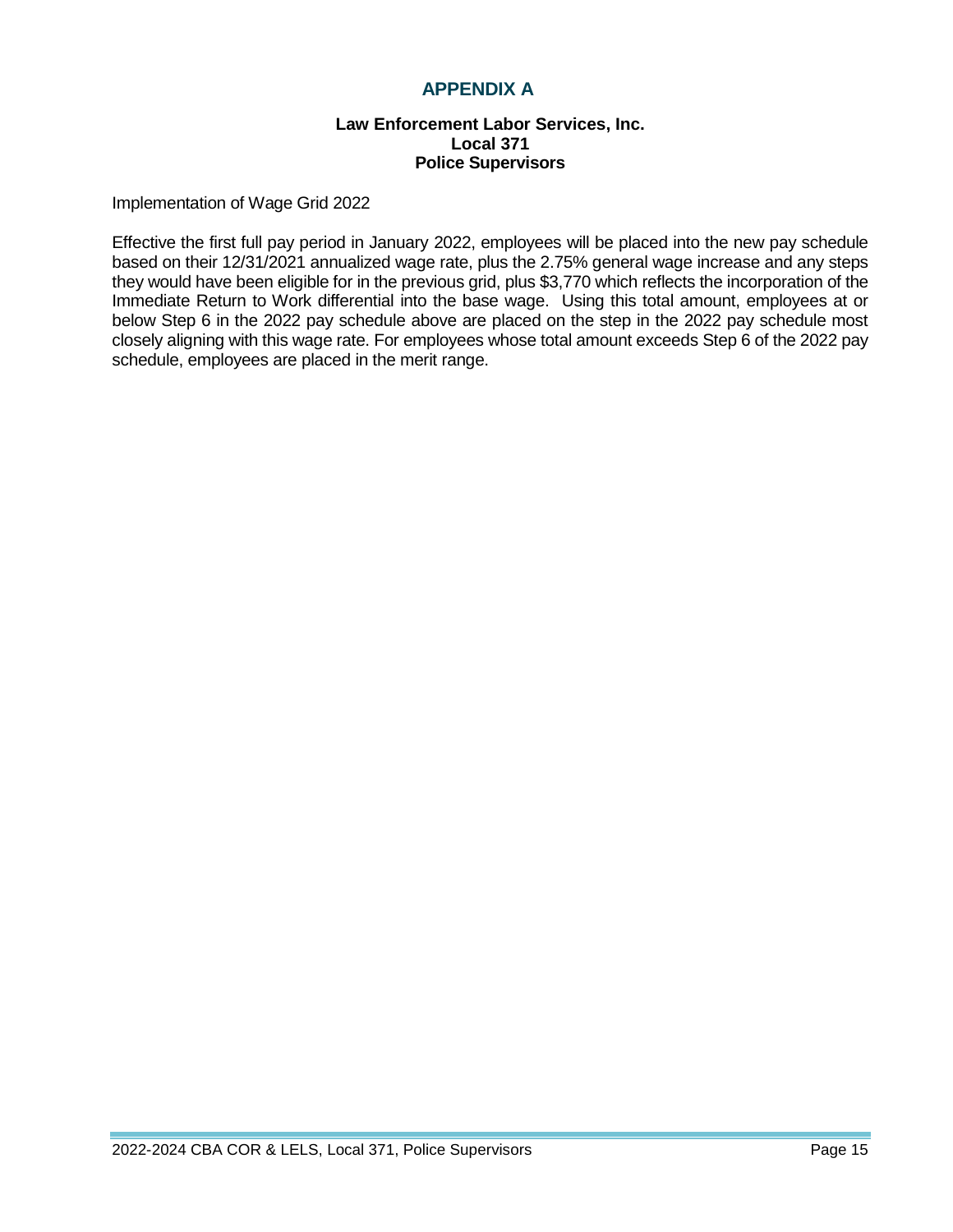# APPENDIX A

**Law Enforcement Labor Services, Inc.**
**Local 371**
**Police Supervisors**

Implementation of Wage Grid 2022

Effective the first full pay period in January 2022, employees will be placed into the new pay schedule based on their 12/31/2021 annualized wage rate, plus the 2.75% general wage increase and any steps they would have been eligible for in the previous grid, plus $3,770 which reflects the incorporation of the Immediate Return to Work differential into the base wage. Using this total amount, employees at or below Step 6 in the 2022 pay schedule above are placed on the step in the 2022 pay schedule most closely aligning with this wage rate. For employees whose total amount exceeds Step 6 of the 2022 pay schedule, employees are placed in the merit range.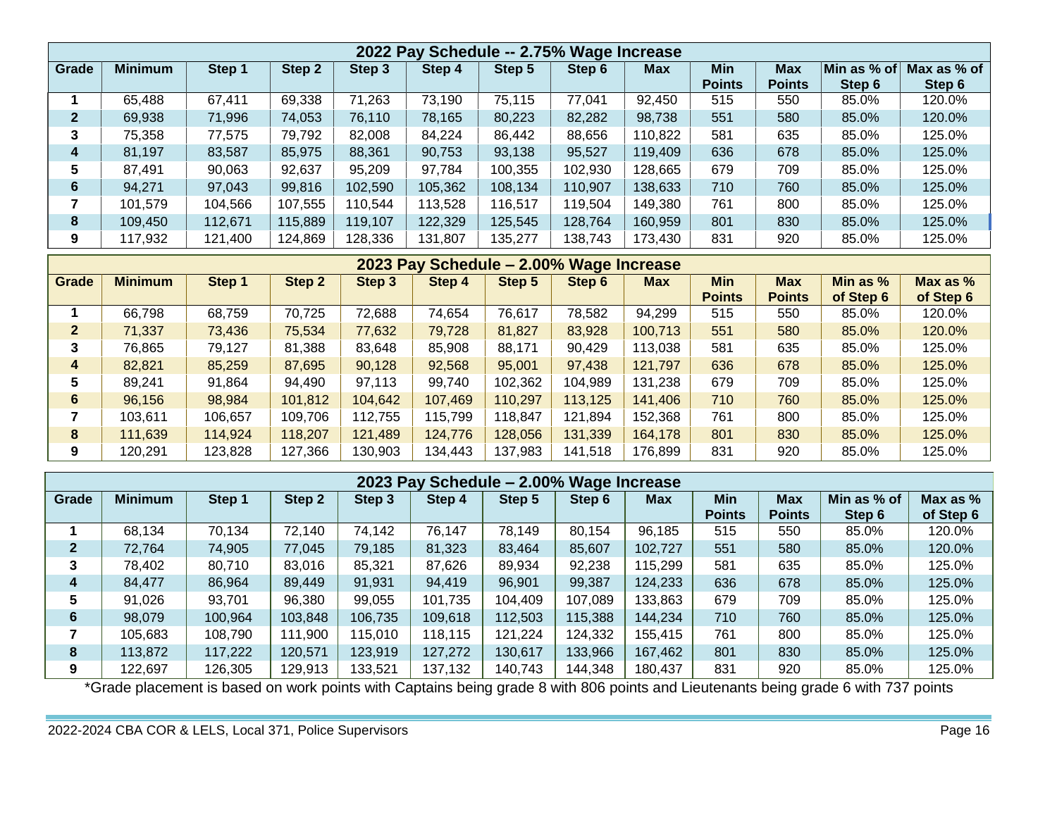| 2022 Pay Schedule -- 2.75% Wage Increase | | | | | | | | | | | | |
|---|---|---|---|---|---|---|---|---|---|---|---|---|
| **Grade** | **Minimum** | **Step 1** | **Step 2** | **Step 3** | **Step 4** | **Step 5** | **Step 6** | **Max** | **Min Points** | **Max Points** | **Min as % of Step 6** | **Max as % of Step 6** |
| **1** | 65,488 | 67,411 | 69,338 | 71,263 | 73,190 | 75,115 | 77,041 | 92,450 | 515 | 550 | 85.0% | 120.0% |
| **2** | 69,938 | 71,996 | 74,053 | 76,110 | 78,165 | 80,223 | 82,282 | 98,738 | 551 | 580 | 85.0% | 120.0% |
| **3** | 75,358 | 77,575 | 79,792 | 82,008 | 84,224 | 86,442 | 88,656 | 110,822 | 581 | 635 | 85.0% | 125.0% |
| **4** | 81,197 | 83,587 | 85,975 | 88,361 | 90,753 | 93,138 | 95,527 | 119,409 | 636 | 678 | 85.0% | 125.0% |
| **5** | 87,491 | 90,063 | 92,637 | 95,209 | 97,784 | 100,355 | 102,930 | 128,665 | 679 | 709 | 85.0% | 125.0% |
| **6** | 94,271 | 97,043 | 99,816 | 102,590 | 105,362 | 108,134 | 110,907 | 138,633 | 710 | 760 | 85.0% | 125.0% |
| **7** | 101,579 | 104,566 | 107,555 | 110,544 | 113,528 | 116,517 | 119,504 | 149,380 | 761 | 800 | 85.0% | 125.0% |
| **8** | 109,450 | 112,671 | 115,889 | 119,107 | 122,329 | 125,545 | 128,764 | 160,959 | 801 | 830 | 85.0% | 125.0% |
| **9** | 117,932 | 121,400 | 124,869 | 128,336 | 131,807 | 135,277 | 138,743 | 173,430 | 831 | 920 | 85.0% | 125.0% |

| 2023 Pay Schedule – 2.00% Wage Increase | | | | | | | | | | | | |
|---|---|---|---|---|---|---|---|---|---|---|---|---|
| **Grade** | **Minimum** | **Step 1** | **Step 2** | **Step 3** | **Step 4** | **Step 5** | **Step 6** | **Max** | **Min Points** | **Max Points** | **Min as % of Step 6** | **Max as % of Step 6** |
| **1** | 66,798 | 68,759 | 70,725 | 72,688 | 74,654 | 76,617 | 78,582 | 94,299 | 515 | 550 | 85.0% | 120.0% |
| **2** | 71,337 | 73,436 | 75,534 | 77,632 | 79,728 | 81,827 | 83,928 | 100,713 | 551 | 580 | 85.0% | 120.0% |
| **3** | 76,865 | 79,127 | 81,388 | 83,648 | 85,908 | 88,171 | 90,429 | 113,038 | 581 | 635 | 85.0% | 125.0% |
| **4** | 82,821 | 85,259 | 87,695 | 90,128 | 92,568 | 95,001 | 97,438 | 121,797 | 636 | 678 | 85.0% | 125.0% |
| **5** | 89,241 | 91,864 | 94,490 | 97,113 | 99,740 | 102,362 | 104,989 | 131,238 | 679 | 709 | 85.0% | 125.0% |
| **6** | 96,156 | 98,984 | 101,812 | 104,642 | 107,469 | 110,297 | 113,125 | 141,406 | 710 | 760 | 85.0% | 125.0% |
| **7** | 103,611 | 106,657 | 109,706 | 112,755 | 115,799 | 118,847 | 121,894 | 152,368 | 761 | 800 | 85.0% | 125.0% |
| **8** | 111,639 | 114,924 | 118,207 | 121,489 | 124,776 | 128,056 | 131,339 | 164,178 | 801 | 830 | 85.0% | 125.0% |
| **9** | 120,291 | 123,828 | 127,366 | 130,903 | 134,443 | 137,983 | 141,518 | 176,899 | 831 | 920 | 85.0% | 125.0% |

| 2023 Pay Schedule – 2.00% Wage Increase | | | | | | | | | | | | |
|---|---|---|---|---|---|---|---|---|---|---|---|---|
| **Grade** | **Minimum** | **Step 1** | **Step 2** | **Step 3** | **Step 4** | **Step 5** | **Step 6** | **Max** | **Min Points** | **Max Points** | **Min as % of Step 6** | **Max as % of Step 6** |
| **1** | 68,134 | 70,134 | 72,140 | 74,142 | 76,147 | 78,149 | 80,154 | 96,185 | 515 | 550 | 85.0% | 120.0% |
| **2** | 72,764 | 74,905 | 77,045 | 79,185 | 81,323 | 83,464 | 85,607 | 102,727 | 551 | 580 | 85.0% | 120.0% |
| **3** | 78,402 | 80,710 | 83,016 | 85,321 | 87,626 | 89,934 | 92,238 | 115,299 | 581 | 635 | 85.0% | 125.0% |
| **4** | 84,477 | 86,964 | 89,449 | 91,931 | 94,419 | 96,901 | 99,387 | 124,233 | 636 | 678 | 85.0% | 125.0% |
| **5** | 91,026 | 93,701 | 96,380 | 99,055 | 101,735 | 104,409 | 107,089 | 133,863 | 679 | 709 | 85.0% | 125.0% |
| **6** | 98,079 | 100,964 | 103,848 | 106,735 | 109,618 | 112,503 | 115,388 | 144,234 | 710 | 760 | 85.0% | 125.0% |
| **7** | 105,683 | 108,790 | 111,900 | 115,010 | 118,115 | 121,224 | 124,332 | 155,415 | 761 | 800 | 85.0% | 125.0% |
| **8** | 113,872 | 117,222 | 120,571 | 123,919 | 127,272 | 130,617 | 133,966 | 167,462 | 801 | 830 | 85.0% | 125.0% |
| **9** | 122,697 | 126,305 | 129,913 | 133,521 | 137,132 | 140,743 | 144,348 | 180,437 | 831 | 920 | 85.0% | 125.0% |

*Grade placement is based on work points with Captains being grade 8 with 806 points and Lieutenants being grade 6 with 737 points